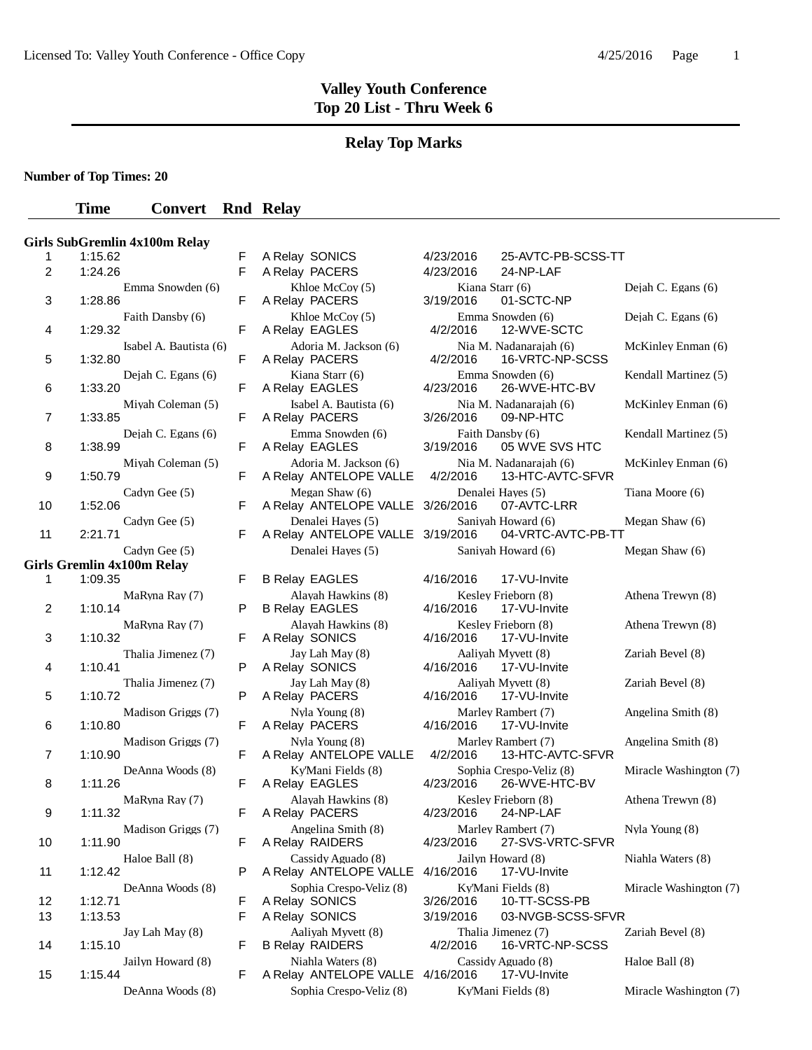# Valley Youth Conference
## Top 20 List - Thru Week 6

### Relay Top Marks

**Number of Top Times: 20**

| | Time | Convert | Rnd | Relay | Date | Meet | |
|---|---|---|---|---|---|---|---|
| **Girls SubGremlin 4x100m Relay** | | | | | | | |
| 1 | 1:15.62 | | F | A Relay SONICS | 4/23/2016 | 25-AVTC-PB-SCSS-TT | |
| 2 | 1:24.26 | | F | A Relay PACERS | 4/23/2016 | 24-NP-LAF | |
| | | Emma Snowden (6) | | Khloe McCoy (5) | Kiana Starr (6) | | Dejah C. Egans (6) |
| 3 | 1:28.86 | | F | A Relay PACERS | 3/19/2016 | 01-SCTC-NP | |
| | | Faith Dansby (6) | | Khloe McCoy (5) | Emma Snowden (6) | | Dejah C. Egans (6) |
| 4 | 1:29.32 | | F | A Relay EAGLES | 4/2/2016 | 12-WVE-SCTC | |
| | | Isabel A. Bautista (6) | | Adoria M. Jackson (6) | Nia M. Nadanarajah (6) | | McKinley Enman (6) |
| 5 | 1:32.80 | | F | A Relay PACERS | 4/2/2016 | 16-VRTC-NP-SCSS | |
| | | Dejah C. Egans (6) | | Kiana Starr (6) | Emma Snowden (6) | | Kendall Martinez (5) |
| 6 | 1:33.20 | | F | A Relay EAGLES | 4/23/2016 | 26-WVE-HTC-BV | |
| | | Miyah Coleman (5) | | Isabel A. Bautista (6) | Nia M. Nadanarajah (6) | | McKinley Enman (6) |
| 7 | 1:33.85 | | F | A Relay PACERS | 3/26/2016 | 09-NP-HTC | |
| | | Dejah C. Egans (6) | | Emma Snowden (6) | Faith Dansby (6) | | Kendall Martinez (5) |
| 8 | 1:38.99 | | F | A Relay EAGLES | 3/19/2016 | 05 WVE SVS HTC | |
| | | Miyah Coleman (5) | | Adoria M. Jackson (6) | Nia M. Nadanarajah (6) | | McKinley Enman (6) |
| 9 | 1:50.79 | | F | A Relay ANTELOPE VALLE | 4/2/2016 | 13-HTC-AVTC-SFVR | |
| | | Cadyn Gee (5) | | Megan Shaw (6) | Denalei Hayes (5) | | Tiana Moore (6) |
| 10 | 1:52.06 | | F | A Relay ANTELOPE VALLE | 3/26/2016 | 07-AVTC-LRR | |
| | | Cadyn Gee (5) | | Denalei Hayes (5) | Saniyah Howard (6) | | Megan Shaw (6) |
| 11 | 2:21.71 | | F | A Relay ANTELOPE VALLE | 3/19/2016 | 04-VRTC-AVTC-PB-TT | |
| | | Cadyn Gee (5) | | Denalei Hayes (5) | Saniyah Howard (6) | | Megan Shaw (6) |
| **Girls Gremlin 4x100m Relay** | | | | | | | |
| 1 | 1:09.35 | | F | B Relay EAGLES | 4/16/2016 | 17-VU-Invite | |
| | | MaRyna Ray (7) | | Alayah Hawkins (8) | Kesley Frieborn (8) | | Athena Trewyn (8) |
| 2 | 1:10.14 | | P | B Relay EAGLES | 4/16/2016 | 17-VU-Invite | |
| | | MaRyna Ray (7) | | Alayah Hawkins (8) | Kesley Frieborn (8) | | Athena Trewyn (8) |
| 3 | 1:10.32 | | F | A Relay SONICS | 4/16/2016 | 17-VU-Invite | |
| | | Thalia Jimenez (7) | | Jay Lah May (8) | Aaliyah Myvett (8) | | Zariah Bevel (8) |
| 4 | 1:10.41 | | P | A Relay SONICS | 4/16/2016 | 17-VU-Invite | |
| | | Thalia Jimenez (7) | | Jay Lah May (8) | Aaliyah Myvett (8) | | Zariah Bevel (8) |
| 5 | 1:10.72 | | P | A Relay PACERS | 4/16/2016 | 17-VU-Invite | |
| | | Madison Griggs (7) | | Nyla Young (8) | Marley Rambert (7) | | Angelina Smith (8) |
| 6 | 1:10.80 | | F | A Relay PACERS | 4/16/2016 | 17-VU-Invite | |
| | | Madison Griggs (7) | | Nyla Young (8) | Marley Rambert (7) | | Angelina Smith (8) |
| 7 | 1:10.90 | | F | A Relay ANTELOPE VALLE | 4/2/2016 | 13-HTC-AVTC-SFVR | |
| | | DeAnna Woods (8) | | Ky'Mani Fields (8) | Sophia Crespo-Veliz (8) | | Miracle Washington (7) |
| 8 | 1:11.26 | | F | A Relay EAGLES | 4/23/2016 | 26-WVE-HTC-BV | |
| | | MaRyna Ray (7) | | Alayah Hawkins (8) | Kesley Frieborn (8) | | Athena Trewyn (8) |
| 9 | 1:11.32 | | F | A Relay PACERS | 4/23/2016 | 24-NP-LAF | |
| | | Madison Griggs (7) | | Angelina Smith (8) | Marley Rambert (7) | | Nyla Young (8) |
| 10 | 1:11.90 | | F | A Relay RAIDERS | 4/23/2016 | 27-SVS-VRTC-SFVR | |
| | | Haloe Ball (8) | | Cassidy Aguado (8) | Jailyn Howard (8) | | Niahla Waters (8) |
| 11 | 1:12.42 | | P | A Relay ANTELOPE VALLE | 4/16/2016 | 17-VU-Invite | |
| | | DeAnna Woods (8) | | Sophia Crespo-Veliz (8) | Ky'Mani Fields (8) | | Miracle Washington (7) |
| 12 | 1:12.71 | | F | A Relay SONICS | 3/26/2016 | 10-TT-SCSS-PB | |
| 13 | 1:13.53 | | F | A Relay SONICS | 3/19/2016 | 03-NVGB-SCSS-SFVR | |
| | | Jay Lah May (8) | | Aaliyah Myvett (8) | Thalia Jimenez (7) | | Zariah Bevel (8) |
| 14 | 1:15.10 | | F | B Relay RAIDERS | 4/2/2016 | 16-VRTC-NP-SCSS | |
| | | Jailyn Howard (8) | | Niahla Waters (8) | Cassidy Aguado (8) | | Haloe Ball (8) |
| 15 | 1:15.44 | | F | A Relay ANTELOPE VALLE | 4/16/2016 | 17-VU-Invite | |
| | | DeAnna Woods (8) | | Sophia Crespo-Veliz (8) | Ky'Mani Fields (8) | | Miracle Washington (7) |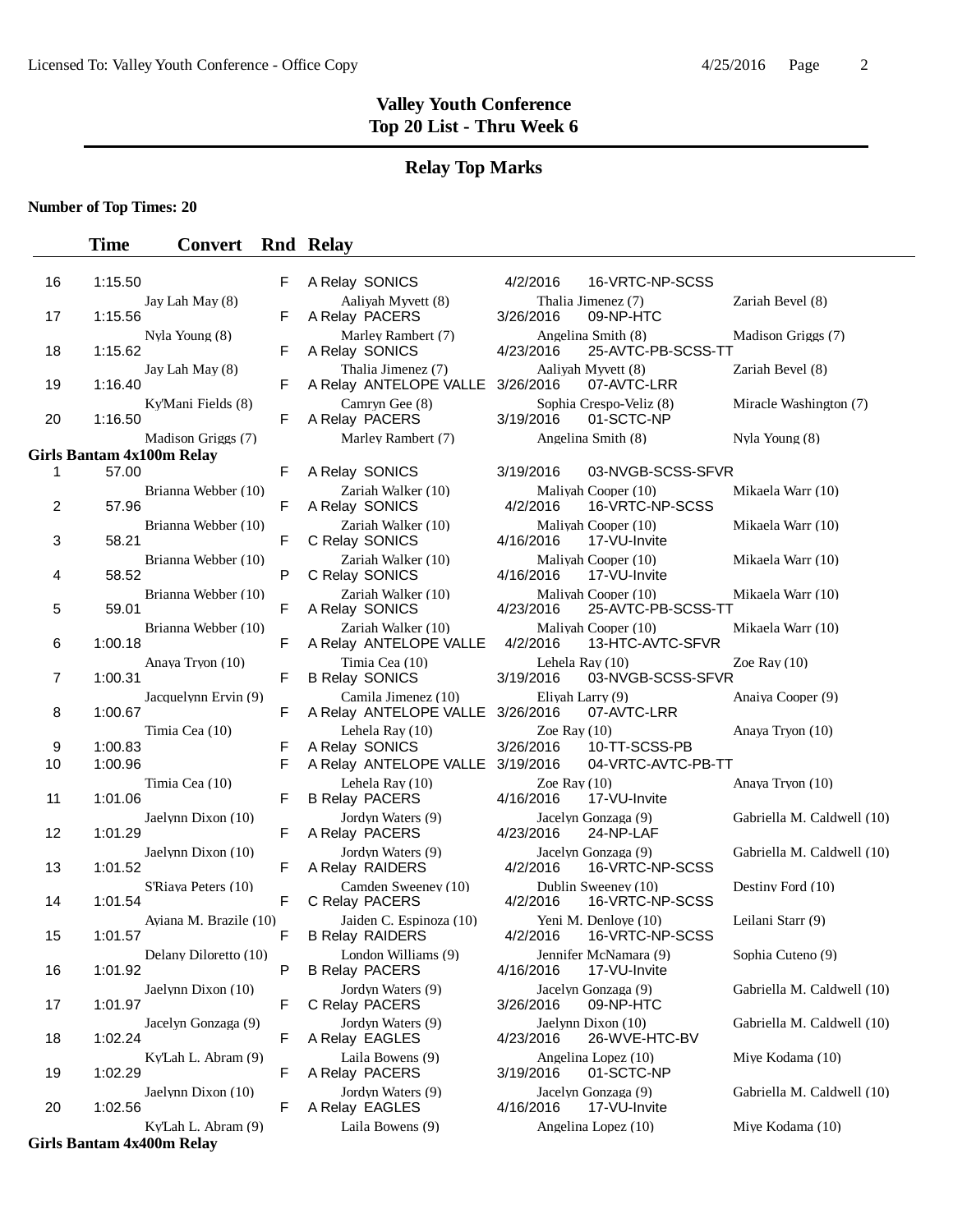# Valley Youth Conference
## Top 20 List - Thru Week 6

## Relay Top Marks

**Number of Top Times: 20**

| | Time | Convert | Rnd | Relay | Date | Meet |
|---|---|---|---|---|---|---|
| 16 | 1:15.50 | | F | A Relay SONICS | 4/2/2016 | 16-VRTC-NP-SCSS |
| | Jay Lah May (8) | | | Aaliyah Myvett (8) | Thalia Jimenez (7) | Zariah Bevel (8) |
| 17 | 1:15.56 | | F | A Relay PACERS | 3/26/2016 | 09-NP-HTC |
| | Nyla Young (8) | | | Marley Rambert (7) | Angelina Smith (8) | Madison Griggs (7) |
| 18 | 1:15.62 | | F | A Relay SONICS | 4/23/2016 | 25-AVTC-PB-SCSS-TT |
| | Jay Lah May (8) | | | Thalia Jimenez (7) | Aaliyah Myvett (8) | Zariah Bevel (8) |
| 19 | 1:16.40 | | F | A Relay ANTELOPE VALLE | 3/26/2016 | 07-AVTC-LRR |
| | Ky'Mani Fields (8) | | | Camryn Gee (8) | Sophia Crespo-Veliz (8) | Miracle Washington (7) |
| 20 | 1:16.50 | | F | A Relay PACERS | 3/19/2016 | 01-SCTC-NP |
| | Madison Griggs (7) | | | Marley Rambert (7) | Angelina Smith (8) | Nyla Young (8) |

**Girls Bantam 4x100m Relay**

| | Time | Convert | Rnd | Relay | Date | Meet |
|---|---|---|---|---|---|---|
| 1 | 57.00 | | F | A Relay SONICS | 3/19/2016 | 03-NVGB-SCSS-SFVR |
| | Brianna Webber (10) | | | Zariah Walker (10) | Maliyah Cooper (10) | Mikaela Warr (10) |
| 2 | 57.96 | | F | A Relay SONICS | 4/2/2016 | 16-VRTC-NP-SCSS |
| | Brianna Webber (10) | | | Zariah Walker (10) | Maliyah Cooper (10) | Mikaela Warr (10) |
| 3 | 58.21 | | F | C Relay SONICS | 4/16/2016 | 17-VU-Invite |
| | Brianna Webber (10) | | | Zariah Walker (10) | Maliyah Cooper (10) | Mikaela Warr (10) |
| 4 | 58.52 | | P | C Relay SONICS | 4/16/2016 | 17-VU-Invite |
| | Brianna Webber (10) | | | Zariah Walker (10) | Maliyah Cooper (10) | Mikaela Warr (10) |
| 5 | 59.01 | | F | A Relay SONICS | 4/23/2016 | 25-AVTC-PB-SCSS-TT |
| | Brianna Webber (10) | | | Zariah Walker (10) | Maliyah Cooper (10) | Mikaela Warr (10) |
| 6 | 1:00.18 | | F | A Relay ANTELOPE VALLE | 4/2/2016 | 13-HTC-AVTC-SFVR |
| | Anaya Tryon (10) | | | Timia Cea (10) | Lehela Ray (10) | Zoe Ray (10) |
| 7 | 1:00.31 | | F | B Relay SONICS | 3/19/2016 | 03-NVGB-SCSS-SFVR |
| | Jacquelynn Ervin (9) | | | Camila Jimenez (10) | Eliyah Larry (9) | Anaiya Cooper (9) |
| 8 | 1:00.67 | | F | A Relay ANTELOPE VALLE | 3/26/2016 | 07-AVTC-LRR |
| | Timia Cea (10) | | | Lehela Ray (10) | Zoe Ray (10) | Anaya Tryon (10) |
| 9 | 1:00.83 | | F | A Relay SONICS | 3/26/2016 | 10-TT-SCSS-PB |
| 10 | 1:00.96 | | F | A Relay ANTELOPE VALLE | 3/19/2016 | 04-VRTC-AVTC-PB-TT |
| | Timia Cea (10) | | | Lehela Ray (10) | Zoe Ray (10) | Anaya Tryon (10) |
| 11 | 1:01.06 | | F | B Relay PACERS | 4/16/2016 | 17-VU-Invite |
| | Jaelynn Dixon (10) | | | Jordyn Waters (9) | Jacelyn Gonzaga (9) | Gabriella M. Caldwell (10) |
| 12 | 1:01.29 | | F | A Relay PACERS | 4/23/2016 | 24-NP-LAF |
| | Jaelynn Dixon (10) | | | Jordyn Waters (9) | Jacelyn Gonzaga (9) | Gabriella M. Caldwell (10) |
| 13 | 1:01.52 | | F | A Relay RAIDERS | 4/2/2016 | 16-VRTC-NP-SCSS |
| | S'Riaya Peters (10) | | | Camden Sweeney (10) | Dublin Sweeney (10) | Destiny Ford (10) |
| 14 | 1:01.54 | | F | C Relay PACERS | 4/2/2016 | 16-VRTC-NP-SCSS |
| | Ayiana M. Brazile (10) | | | Jaiden C. Espinoza (10) | Yeni M. Denloye (10) | Leilani Starr (9) |
| 15 | 1:01.57 | | F | B Relay RAIDERS | 4/2/2016 | 16-VRTC-NP-SCSS |
| | Delany Diloretto (10) | | | London Williams (9) | Jennifer McNamara (9) | Sophia Cuteno (9) |
| 16 | 1:01.92 | | P | B Relay PACERS | 4/16/2016 | 17-VU-Invite |
| | Jaelynn Dixon (10) | | | Jordyn Waters (9) | Jacelyn Gonzaga (9) | Gabriella M. Caldwell (10) |
| 17 | 1:01.97 | | F | C Relay PACERS | 3/26/2016 | 09-NP-HTC |
| | Jacelyn Gonzaga (9) | | | Jordyn Waters (9) | Jaelynn Dixon (10) | Gabriella M. Caldwell (10) |
| 18 | 1:02.24 | | F | A Relay EAGLES | 4/23/2016 | 26-WVE-HTC-BV |
| | Ky'Lah L. Abram (9) | | | Laila Bowens (9) | Angelina Lopez (10) | Miye Kodama (10) |
| 19 | 1:02.29 | | F | A Relay PACERS | 3/19/2016 | 01-SCTC-NP |
| | Jaelynn Dixon (10) | | | Jordyn Waters (9) | Jacelyn Gonzaga (9) | Gabriella M. Caldwell (10) |
| 20 | 1:02.56 | | F | A Relay EAGLES | 4/16/2016 | 17-VU-Invite |
| | Ky'Lah L. Abram (9) | | | Laila Bowens (9) | Angelina Lopez (10) | Miye Kodama (10) |

**Girls Bantam 4x400m Relay**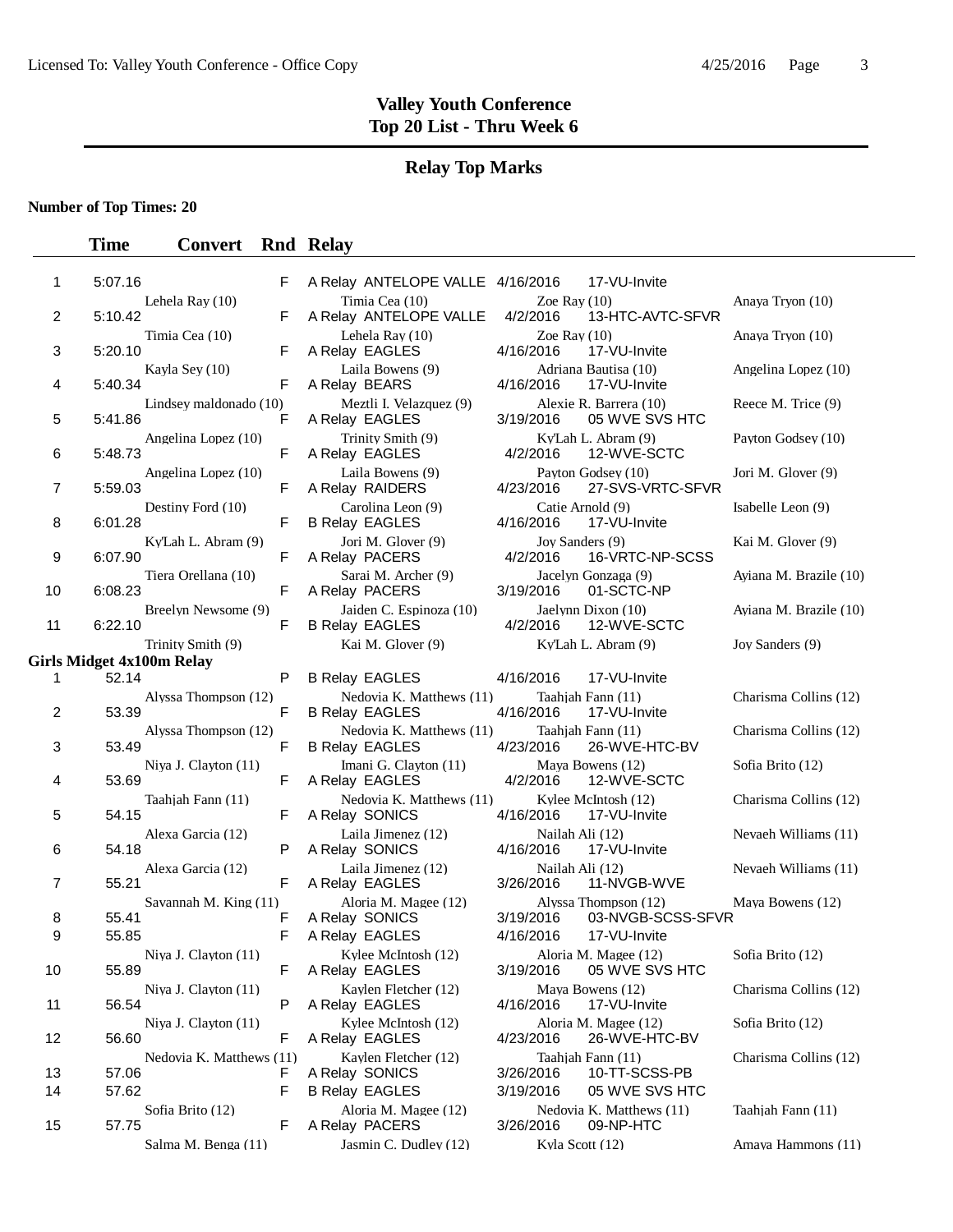# Valley Youth Conference
## Top 20 List - Thru Week 6

### Relay Top Marks

**Number of Top Times: 20**

| | Time | Convert | Rnd | Relay | Date | Meet | |
|---|---|---|---|---|---|---|---|
| 1 | 5:07.16 | | F | A Relay ANTELOPE VALLE | 4/16/2016 | 17-VU-Invite | |
| | Lehela Ray (10) | | | Timia Cea (10) | Zoe Ray (10) | | Anaya Tryon (10) |
| 2 | 5:10.42 | | F | A Relay ANTELOPE VALLE | 4/2/2016 | 13-HTC-AVTC-SFVR | |
| | Timia Cea (10) | | | Lehela Ray (10) | Zoe Ray (10) | | Anaya Tryon (10) |
| 3 | 5:20.10 | | F | A Relay EAGLES | 4/16/2016 | 17-VU-Invite | |
| | Kayla Sey (10) | | | Laila Bowens (9) | Adriana Bautisa (10) | | Angelina Lopez (10) |
| 4 | 5:40.34 | | F | A Relay BEARS | 4/16/2016 | 17-VU-Invite | |
| | Lindsey maldonado (10) | | | Meztli I. Velazquez (9) | Alexie R. Barrera (10) | | Reece M. Trice (9) |
| 5 | 5:41.86 | | F | A Relay EAGLES | 3/19/2016 | 05 WVE SVS HTC | |
| | Angelina Lopez (10) | | | Trinity Smith (9) | Ky'Lah L. Abram (9) | | Payton Godsey (10) |
| 6 | 5:48.73 | | F | A Relay EAGLES | 4/2/2016 | 12-WVE-SCTC | |
| | Angelina Lopez (10) | | | Laila Bowens (9) | Payton Godsey (10) | | Jori M. Glover (9) |
| 7 | 5:59.03 | | F | A Relay RAIDERS | 4/23/2016 | 27-SVS-VRTC-SFVR | |
| | Destiny Ford (10) | | | Carolina Leon (9) | Catie Arnold (9) | | Isabelle Leon (9) |
| 8 | 6:01.28 | | F | B Relay EAGLES | 4/16/2016 | 17-VU-Invite | |
| | Ky'Lah L. Abram (9) | | | Jori M. Glover (9) | Joy Sanders (9) | | Kai M. Glover (9) |
| 9 | 6:07.90 | | F | A Relay PACERS | 4/2/2016 | 16-VRTC-NP-SCSS | |
| | Tiera Orellana (10) | | | Sarai M. Archer (9) | Jacelyn Gonzaga (9) | | Ayiana M. Brazile (10) |
| 10 | 6:08.23 | | F | A Relay PACERS | 3/19/2016 | 01-SCTC-NP | |
| | Breelyn Newsome (9) | | | Jaiden C. Espinoza (10) | Jaelynn Dixon (10) | | Ayiana M. Brazile (10) |
| 11 | 6:22.10 | | F | B Relay EAGLES | 4/2/2016 | 12-WVE-SCTC | |
| | Trinity Smith (9) | | | Kai M. Glover (9) | Ky'Lah L. Abram (9) | | Joy Sanders (9) |

**Girls Midget 4x100m Relay**

| | Time | Convert | Rnd | Relay | Date | Meet | |
|---|---|---|---|---|---|---|---|
| 1 | 52.14 | | P | B Relay EAGLES | 4/16/2016 | 17-VU-Invite | |
| | Alyssa Thompson (12) | | | Nedovia K. Matthews (11) | Taahjah Fann (11) | | Charisma Collins (12) |
| 2 | 53.39 | | F | B Relay EAGLES | 4/16/2016 | 17-VU-Invite | |
| | Alyssa Thompson (12) | | | Nedovia K. Matthews (11) | Taahjah Fann (11) | | Charisma Collins (12) |
| 3 | 53.49 | | F | B Relay EAGLES | 4/23/2016 | 26-WVE-HTC-BV | |
| | Niya J. Clayton (11) | | | Imani G. Clayton (11) | Maya Bowens (12) | | Sofia Brito (12) |
| 4 | 53.69 | | F | A Relay EAGLES | 4/2/2016 | 12-WVE-SCTC | |
| | Taahjah Fann (11) | | | Nedovia K. Matthews (11) | Kylee McIntosh (12) | | Charisma Collins (12) |
| 5 | 54.15 | | F | A Relay SONICS | 4/16/2016 | 17-VU-Invite | |
| | Alexa Garcia (12) | | | Laila Jimenez (12) | Nailah Ali (12) | | Nevaeh Williams (11) |
| 6 | 54.18 | | P | A Relay SONICS | 4/16/2016 | 17-VU-Invite | |
| | Alexa Garcia (12) | | | Laila Jimenez (12) | Nailah Ali (12) | | Nevaeh Williams (11) |
| 7 | 55.21 | | F | A Relay EAGLES | 3/26/2016 | 11-NVGB-WVE | |
| | Savannah M. King (11) | | | Aloria M. Magee (12) | Alyssa Thompson (12) | | Maya Bowens (12) |
| 8 | 55.41 | | F | A Relay SONICS | 3/19/2016 | 03-NVGB-SCSS-SFVR | |
| 9 | 55.85 | | F | A Relay EAGLES | 4/16/2016 | 17-VU-Invite | |
| | Niya J. Clayton (11) | | | Kylee McIntosh (12) | Aloria M. Magee (12) | | Sofia Brito (12) |
| 10 | 55.89 | | F | A Relay EAGLES | 3/19/2016 | 05 WVE SVS HTC | |
| | Niya J. Clayton (11) | | | Kaylen Fletcher (12) | Maya Bowens (12) | | Charisma Collins (12) |
| 11 | 56.54 | | P | A Relay EAGLES | 4/16/2016 | 17-VU-Invite | |
| | Niya J. Clayton (11) | | | Kylee McIntosh (12) | Aloria M. Magee (12) | | Sofia Brito (12) |
| 12 | 56.60 | | F | A Relay EAGLES | 4/23/2016 | 26-WVE-HTC-BV | |
| | Nedovia K. Matthews (11) | | | Kaylen Fletcher (12) | Taahjah Fann (11) | | Charisma Collins (12) |
| 13 | 57.06 | | F | A Relay SONICS | 3/26/2016 | 10-TT-SCSS-PB | |
| 14 | 57.62 | | F | B Relay EAGLES | 3/19/2016 | 05 WVE SVS HTC | |
| | Sofia Brito (12) | | | Aloria M. Magee (12) | Nedovia K. Matthews (11) | | Taahjah Fann (11) |
| 15 | 57.75 | | F | A Relay PACERS | 3/26/2016 | 09-NP-HTC | |
| | Salma M. Benga (11) | | | Jasmin C. Dudley (12) | Kyla Scott (12) | | Amaya Hammons (11) |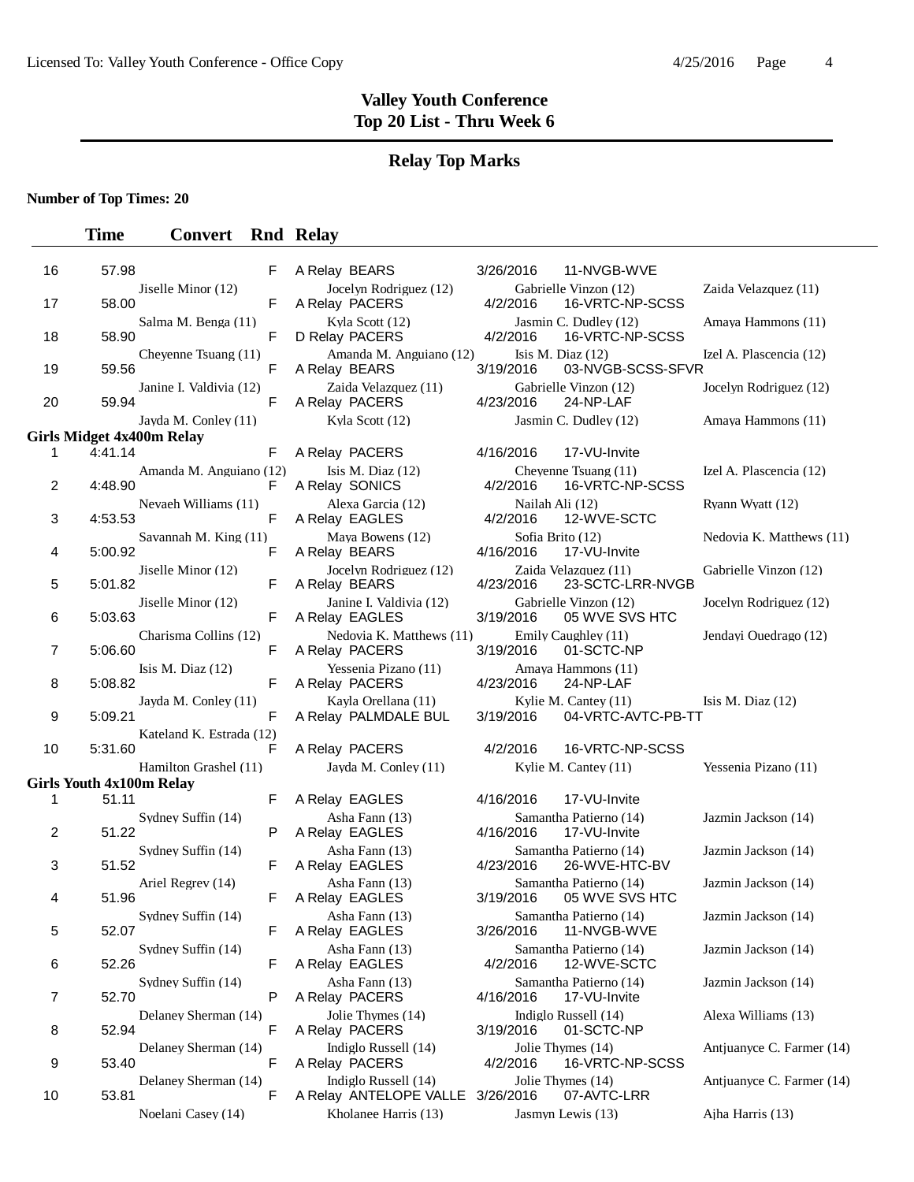# Valley Youth Conference
## Top 20 List - Thru Week 6

## Relay Top Marks

**Number of Top Times: 20**

| | Time | Convert | Rnd | Relay | Date | Meet | |
|---|---|---|---|---|---|---|---|
| 16 | 57.98 | | F | A Relay BEARS | 3/26/2016 | 11-NVGB-WVE | |
| | Jiselle Minor (12) | | | Jocelyn Rodriguez (12) | Gabrielle Vinzon (12) | | Zaida Velazquez (11) |
| 17 | 58.00 | | F | A Relay PACERS | 4/2/2016 | 16-VRTC-NP-SCSS | |
| | Salma M. Benga (11) | | | Kyla Scott (12) | Jasmin C. Dudley (12) | | Amaya Hammons (11) |
| 18 | 58.90 | | F | D Relay PACERS | 4/2/2016 | 16-VRTC-NP-SCSS | |
| | Cheyenne Tsuang (11) | | | Amanda M. Anguiano (12) | Isis M. Diaz (12) | | Izel A. Plascencia (12) |
| 19 | 59.56 | | F | A Relay BEARS | 3/19/2016 | 03-NVGB-SCSS-SFVR | |
| | Janine I. Valdivia (12) | | | Zaida Velazquez (11) | Gabrielle Vinzon (12) | | Jocelyn Rodriguez (12) |
| 20 | 59.94 | | F | A Relay PACERS | 4/23/2016 | 24-NP-LAF | |
| | Jayda M. Conley (11) | | | Kyla Scott (12) | Jasmin C. Dudley (12) | | Amaya Hammons (11) |

**Girls Midget 4x400m Relay**

| | Time | Convert | Rnd | Relay | Date | Meet | |
|---|---|---|---|---|---|---|---|
| 1 | 4:41.14 | | F | A Relay PACERS | 4/16/2016 | 17-VU-Invite | |
| | Amanda M. Anguiano (12) | | | Isis M. Diaz (12) | Cheyenne Tsuang (11) | | Izel A. Plascencia (12) |
| 2 | 4:48.90 | | F | A Relay SONICS | 4/2/2016 | 16-VRTC-NP-SCSS | |
| | Nevaeh Williams (11) | | | Alexa Garcia (12) | Nailah Ali (12) | | Ryann Wyatt (12) |
| 3 | 4:53.53 | | F | A Relay EAGLES | 4/2/2016 | 12-WVE-SCTC | |
| | Savannah M. King (11) | | | Maya Bowens (12) | Sofia Brito (12) | | Nedovia K. Matthews (11) |
| 4 | 5:00.92 | | F | A Relay BEARS | 4/16/2016 | 17-VU-Invite | |
| | Jiselle Minor (12) | | | Jocelyn Rodriguez (12) | Zaida Velazquez (11) | | Gabrielle Vinzon (12) |
| 5 | 5:01.82 | | F | A Relay BEARS | 4/23/2016 | 23-SCTC-LRR-NVGB | |
| | Jiselle Minor (12) | | | Janine I. Valdivia (12) | Gabrielle Vinzon (12) | | Jocelyn Rodriguez (12) |
| 6 | 5:03.63 | | F | A Relay EAGLES | 3/19/2016 | 05 WVE SVS HTC | |
| | Charisma Collins (12) | | | Nedovia K. Matthews (11) | Emily Caughley (11) | | Jendayi Ouedrago (12) |
| 7 | 5:06.60 | | F | A Relay PACERS | 3/19/2016 | 01-SCTC-NP | |
| | Isis M. Diaz (12) | | | Yessenia Pizano (11) | Amaya Hammons (11) | | |
| 8 | 5:08.82 | | F | A Relay PACERS | 4/23/2016 | 24-NP-LAF | |
| | Jayda M. Conley (11) | | | Kayla Orellana (11) | Kylie M. Cantey (11) | | Isis M. Diaz (12) |
| 9 | 5:09.21 | | F | A Relay PALMDALE BUL | 3/19/2016 | 04-VRTC-AVTC-PB-TT | |
| | Kateland K. Estrada (12) | | | | | | |
| 10 | 5:31.60 | | F | A Relay PACERS | 4/2/2016 | 16-VRTC-NP-SCSS | |
| | Hamilton Grashel (11) | | | Jayda M. Conley (11) | Kylie M. Cantey (11) | | Yessenia Pizano (11) |

**Girls Youth 4x100m Relay**

| | Time | Convert | Rnd | Relay | Date | Meet | |
|---|---|---|---|---|---|---|---|
| 1 | 51.11 | | F | A Relay EAGLES | 4/16/2016 | 17-VU-Invite | |
| | Sydney Suffin (14) | | | Asha Fann (13) | Samantha Patierno (14) | | Jazmin Jackson (14) |
| 2 | 51.22 | | P | A Relay EAGLES | 4/16/2016 | 17-VU-Invite | |
| | Sydney Suffin (14) | | | Asha Fann (13) | Samantha Patierno (14) | | Jazmin Jackson (14) |
| 3 | 51.52 | | F | A Relay EAGLES | 4/23/2016 | 26-WVE-HTC-BV | |
| | Ariel Regrev (14) | | | Asha Fann (13) | Samantha Patierno (14) | | Jazmin Jackson (14) |
| 4 | 51.96 | | F | A Relay EAGLES | 3/19/2016 | 05 WVE SVS HTC | |
| | Sydney Suffin (14) | | | Asha Fann (13) | Samantha Patierno (14) | | Jazmin Jackson (14) |
| 5 | 52.07 | | F | A Relay EAGLES | 3/26/2016 | 11-NVGB-WVE | |
| | Sydney Suffin (14) | | | Asha Fann (13) | Samantha Patierno (14) | | Jazmin Jackson (14) |
| 6 | 52.26 | | F | A Relay EAGLES | 4/2/2016 | 12-WVE-SCTC | |
| | Sydney Suffin (14) | | | Asha Fann (13) | Samantha Patierno (14) | | Jazmin Jackson (14) |
| 7 | 52.70 | | P | A Relay PACERS | 4/16/2016 | 17-VU-Invite | |
| | Delaney Sherman (14) | | | Jolie Thymes (14) | Indiglo Russell (14) | | Alexa Williams (13) |
| 8 | 52.94 | | F | A Relay PACERS | 3/19/2016 | 01-SCTC-NP | |
| | Delaney Sherman (14) | | | Indiglo Russell (14) | Jolie Thymes (14) | | Antjuanyce C. Farmer (14) |
| 9 | 53.40 | | F | A Relay PACERS | 4/2/2016 | 16-VRTC-NP-SCSS | |
| | Delaney Sherman (14) | | | Indiglo Russell (14) | Jolie Thymes (14) | | Antjuanyce C. Farmer (14) |
| 10 | 53.81 | | F | A Relay ANTELOPE VALLE | 3/26/2016 | 07-AVTC-LRR | |
| | Noelani Casey (14) | | | Kholanee Harris (13) | Jasmyn Lewis (13) | | Ajha Harris (13) |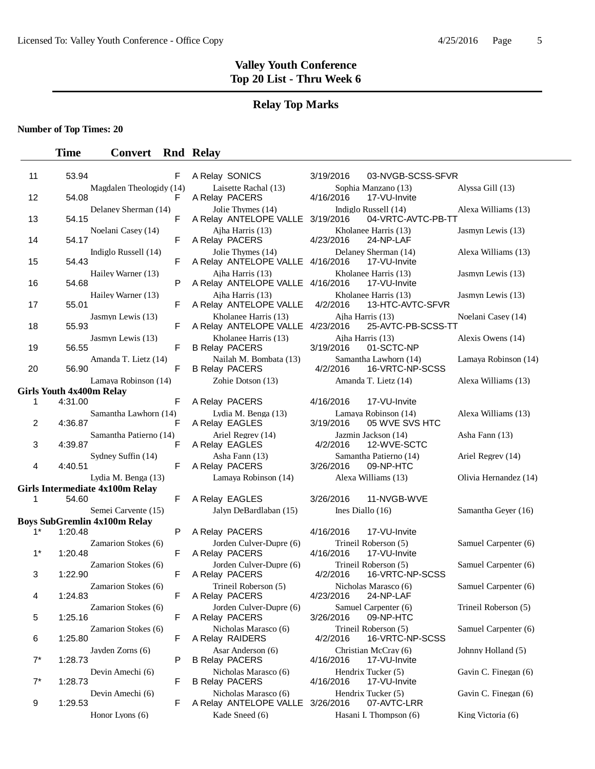# Valley Youth Conference
## Top 20 List - Thru Week 6

## Relay Top Marks

**Number of Top Times: 20**

| | Time | Convert | Rnd | Relay | Date | Meet | |
|---|---|---|---|---|---|---|---|
| 11 | 53.94 | | F | A Relay SONICS | 3/19/2016 | 03-NVGB-SCSS-SFVR | |
| | Magdalen Theologidy (14) | | | Laisette Rachal (13) | Sophia Manzano (13) | | Alyssa Gill (13) |
| 12 | 54.08 | | F | A Relay PACERS | 4/16/2016 | 17-VU-Invite | |
| | Delaney Sherman (14) | | | Jolie Thymes (14) | Indiglo Russell (14) | | Alexa Williams (13) |
| 13 | 54.15 | | F | A Relay ANTELOPE VALLE | 3/19/2016 | 04-VRTC-AVTC-PB-TT | |
| | Noelani Casey (14) | | | Ajha Harris (13) | Kholanee Harris (13) | | Jasmyn Lewis (13) |
| 14 | 54.17 | | F | A Relay PACERS | 4/23/2016 | 24-NP-LAF | |
| | Indiglo Russell (14) | | | Jolie Thymes (14) | Delaney Sherman (14) | | Alexa Williams (13) |
| 15 | 54.43 | | F | A Relay ANTELOPE VALLE | 4/16/2016 | 17-VU-Invite | |
| | Hailey Warner (13) | | | Ajha Harris (13) | Kholanee Harris (13) | | Jasmyn Lewis (13) |
| 16 | 54.68 | | P | A Relay ANTELOPE VALLE | 4/16/2016 | 17-VU-Invite | |
| | Hailey Warner (13) | | | Ajha Harris (13) | Kholanee Harris (13) | | Jasmyn Lewis (13) |
| 17 | 55.01 | | F | A Relay ANTELOPE VALLE | 4/2/2016 | 13-HTC-AVTC-SFVR | |
| | Jasmyn Lewis (13) | | | Kholanee Harris (13) | Ajha Harris (13) | | Noelani Casey (14) |
| 18 | 55.93 | | F | A Relay ANTELOPE VALLE | 4/23/2016 | 25-AVTC-PB-SCSS-TT | |
| | Jasmyn Lewis (13) | | | Kholanee Harris (13) | Ajha Harris (13) | | Alexis Owens (14) |
| 19 | 56.55 | | F | B Relay PACERS | 3/19/2016 | 01-SCTC-NP | |
| | Amanda T. Lietz (14) | | | Nailah M. Bombata (13) | Samantha Lawhorn (14) | | Lamaya Robinson (14) |
| 20 | 56.90 | | F | B Relay PACERS | 4/2/2016 | 16-VRTC-NP-SCSS | |
| | Lamaya Robinson (14) | | | Zohie Dotson (13) | Amanda T. Lietz (14) | | Alexa Williams (13) |

**Girls Youth 4x400m Relay**

| | Time | Convert | Rnd | Relay | Date | Meet | |
|---|---|---|---|---|---|---|---|
| 1 | 4:31.00 | | F | A Relay PACERS | 4/16/2016 | 17-VU-Invite | |
| | Samantha Lawhorn (14) | | | Lydia M. Benga (13) | Lamaya Robinson (14) | | Alexa Williams (13) |
| 2 | 4:36.87 | | F | A Relay EAGLES | 3/19/2016 | 05 WVE SVS HTC | |
| | Samantha Patierno (14) | | | Ariel Regrev (14) | Jazmin Jackson (14) | | Asha Fann (13) |
| 3 | 4:39.87 | | F | A Relay EAGLES | 4/2/2016 | 12-WVE-SCTC | |
| | Sydney Suffin (14) | | | Asha Fann (13) | Samantha Patierno (14) | | Ariel Regrev (14) |
| 4 | 4:40.51 | | F | A Relay PACERS | 3/26/2016 | 09-NP-HTC | |
| | Lydia M. Benga (13) | | | Lamaya Robinson (14) | Alexa Williams (13) | | Olivia Hernandez (14) |

**Girls Intermediate 4x100m Relay**

| | Time | Convert | Rnd | Relay | Date | Meet | |
|---|---|---|---|---|---|---|---|
| 1 | 54.60 | | F | A Relay EAGLES | 3/26/2016 | 11-NVGB-WVE | |
| | Semei Carvente (15) | | | Jalyn DeBardlaban (15) | Ines Diallo (16) | | Samantha Geyer (16) |

**Boys SubGremlin 4x100m Relay**

| | Time | Convert | Rnd | Relay | Date | Meet | |
|---|---|---|---|---|---|---|---|
| 1* | 1:20.48 | | P | A Relay PACERS | 4/16/2016 | 17-VU-Invite | |
| | Zamarion Stokes (6) | | | Jorden Culver-Dupre (6) | Trineil Roberson (5) | | Samuel Carpenter (6) |
| 1* | 1:20.48 | | F | A Relay PACERS | 4/16/2016 | 17-VU-Invite | |
| | Zamarion Stokes (6) | | | Jorden Culver-Dupre (6) | Trineil Roberson (5) | | Samuel Carpenter (6) |
| 3 | 1:22.90 | | F | A Relay PACERS | 4/2/2016 | 16-VRTC-NP-SCSS | |
| | Zamarion Stokes (6) | | | Trineil Roberson (5) | Nicholas Marasco (6) | | Samuel Carpenter (6) |
| 4 | 1:24.83 | | F | A Relay PACERS | 4/23/2016 | 24-NP-LAF | |
| | Zamarion Stokes (6) | | | Jorden Culver-Dupre (6) | Samuel Carpenter (6) | | Trineil Roberson (5) |
| 5 | 1:25.16 | | F | A Relay PACERS | 3/26/2016 | 09-NP-HTC | |
| | Zamarion Stokes (6) | | | Nicholas Marasco (6) | Trineil Roberson (5) | | Samuel Carpenter (6) |
| 6 | 1:25.80 | | F | A Relay RAIDERS | 4/2/2016 | 16-VRTC-NP-SCSS | |
| | Jayden Zorns (6) | | | Asar Anderson (6) | Christian McCray (6) | | Johnny Holland (5) |
| 7* | 1:28.73 | | P | B Relay PACERS | 4/16/2016 | 17-VU-Invite | |
| | Devin Amechi (6) | | | Nicholas Marasco (6) | Hendrix Tucker (5) | | Gavin C. Finegan (6) |
| 7* | 1:28.73 | | F | B Relay PACERS | 4/16/2016 | 17-VU-Invite | |
| | Devin Amechi (6) | | | Nicholas Marasco (6) | Hendrix Tucker (5) | | Gavin C. Finegan (6) |
| 9 | 1:29.53 | | F | A Relay ANTELOPE VALLE | 3/26/2016 | 07-AVTC-LRR | |
| | Honor Lyons (6) | | | Kade Sneed (6) | Hasani I. Thompson (6) | | King Victoria (6) |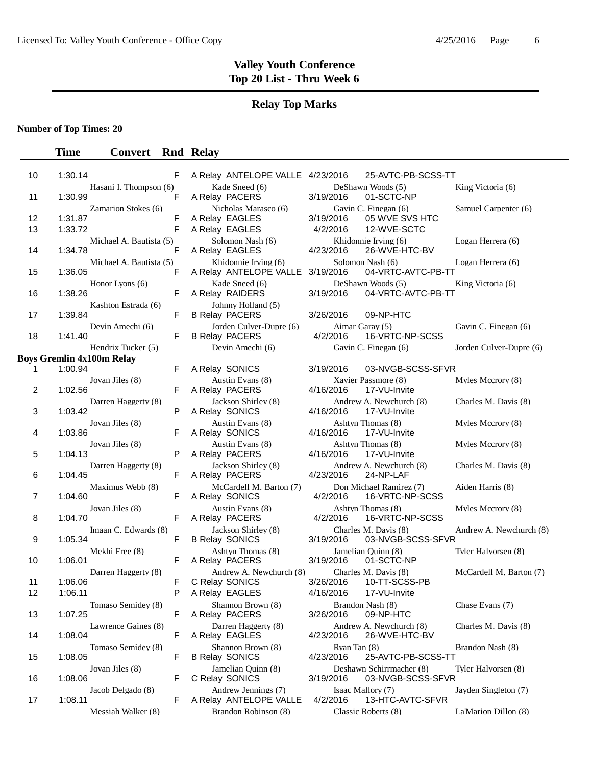# Valley Youth Conference
## Top 20 List - Thru Week 6

### Relay Top Marks

**Number of Top Times: 20**

| | Time | Convert | Rnd | Relay | | |
|---|---|---|---|---|---|---|
| 10 | 1:30.14 | | F | A Relay ANTELOPE VALLE | 4/23/2016 | 25-AVTC-PB-SCSS-TT |
| | Hasani I. Thompson (6) | | | Kade Sneed (6) | DeShawn Woods (5) | King Victoria (6) |
| 11 | 1:30.99 | | F | A Relay PACERS | 3/19/2016 | 01-SCTC-NP |
| | Zamarion Stokes (6) | | | Nicholas Marasco (6) | Gavin C. Finegan (6) | Samuel Carpenter (6) |
| 12 | 1:31.87 | | F | A Relay EAGLES | 3/19/2016 | 05 WVE SVS HTC |
| 13 | 1:33.72 | | F | A Relay EAGLES | 4/2/2016 | 12-WVE-SCTC |
| | Michael A. Bautista (5) | | | Solomon Nash (6) | Khidonnie Irving (6) | Logan Herrera (6) |
| 14 | 1:34.78 | | F | A Relay EAGLES | 4/23/2016 | 26-WVE-HTC-BV |
| | Michael A. Bautista (5) | | | Khidonnie Irving (6) | Solomon Nash (6) | Logan Herrera (6) |
| 15 | 1:36.05 | | F | A Relay ANTELOPE VALLE | 3/19/2016 | 04-VRTC-AVTC-PB-TT |
| | Honor Lyons (6) | | | Kade Sneed (6) | DeShawn Woods (5) | King Victoria (6) |
| 16 | 1:38.26 | | F | A Relay RAIDERS | 3/19/2016 | 04-VRTC-AVTC-PB-TT |
| | Kashton Estrada (6) | | | Johnny Holland (5) | | |
| 17 | 1:39.84 | | F | B Relay PACERS | 3/26/2016 | 09-NP-HTC |
| | Devin Amechi (6) | | | Jorden Culver-Dupre (6) | Aimar Garay (5) | Gavin C. Finegan (6) |
| 18 | 1:41.40 | | F | B Relay PACERS | 4/2/2016 | 16-VRTC-NP-SCSS |
| | Hendrix Tucker (5) | | | Devin Amechi (6) | Gavin C. Finegan (6) | Jorden Culver-Dupre (6) |

**Boys Gremlin 4x100m Relay**

| | Time | Convert | Rnd | Relay | | |
|---|---|---|---|---|---|---|
| 1 | 1:00.94 | | F | A Relay SONICS | 3/19/2016 | 03-NVGB-SCSS-SFVR |
| | Jovan Jiles (8) | | | Austin Evans (8) | Xavier Passmore (8) | Myles Mccrory (8) |
| 2 | 1:02.56 | | F | A Relay PACERS | 4/16/2016 | 17-VU-Invite |
| | Darren Haggerty (8) | | | Jackson Shirley (8) | Andrew A. Newchurch (8) | Charles M. Davis (8) |
| 3 | 1:03.42 | | P | A Relay SONICS | 4/16/2016 | 17-VU-Invite |
| | Jovan Jiles (8) | | | Austin Evans (8) | Ashtyn Thomas (8) | Myles Mccrory (8) |
| 4 | 1:03.86 | | F | A Relay SONICS | 4/16/2016 | 17-VU-Invite |
| | Jovan Jiles (8) | | | Austin Evans (8) | Ashtyn Thomas (8) | Myles Mccrory (8) |
| 5 | 1:04.13 | | P | A Relay PACERS | 4/16/2016 | 17-VU-Invite |
| | Darren Haggerty (8) | | | Jackson Shirley (8) | Andrew A. Newchurch (8) | Charles M. Davis (8) |
| 6 | 1:04.45 | | F | A Relay PACERS | 4/23/2016 | 24-NP-LAF |
| | Maximus Webb (8) | | | McCardell M. Barton (7) | Don Michael Ramirez (7) | Aiden Harris (8) |
| 7 | 1:04.60 | | F | A Relay SONICS | 4/2/2016 | 16-VRTC-NP-SCSS |
| | Jovan Jiles (8) | | | Austin Evans (8) | Ashtyn Thomas (8) | Myles Mccrory (8) |
| 8 | 1:04.70 | | F | A Relay PACERS | 4/2/2016 | 16-VRTC-NP-SCSS |
| | Imaan C. Edwards (8) | | | Jackson Shirley (8) | Charles M. Davis (8) | Andrew A. Newchurch (8) |
| 9 | 1:05.34 | | F | B Relay SONICS | 3/19/2016 | 03-NVGB-SCSS-SFVR |
| | Mekhi Free (8) | | | Ashtyn Thomas (8) | Jamelian Quinn (8) | Tyler Halvorsen (8) |
| 10 | 1:06.01 | | F | A Relay PACERS | 3/19/2016 | 01-SCTC-NP |
| | Darren Haggerty (8) | | | Andrew A. Newchurch (8) | Charles M. Davis (8) | McCardell M. Barton (7) |
| 11 | 1:06.06 | | F | C Relay SONICS | 3/26/2016 | 10-TT-SCSS-PB |
| 12 | 1:06.11 | | P | A Relay EAGLES | 4/16/2016 | 17-VU-Invite |
| | Tomaso Semidey (8) | | | Shannon Brown (8) | Brandon Nash (8) | Chase Evans (7) |
| 13 | 1:07.25 | | F | A Relay PACERS | 3/26/2016 | 09-NP-HTC |
| | Lawrence Gaines (8) | | | Darren Haggerty (8) | Andrew A. Newchurch (8) | Charles M. Davis (8) |
| 14 | 1:08.04 | | F | A Relay EAGLES | 4/23/2016 | 26-WVE-HTC-BV |
| | Tomaso Semidey (8) | | | Shannon Brown (8) | Ryan Tan (8) | Brandon Nash (8) |
| 15 | 1:08.05 | | F | B Relay SONICS | 4/23/2016 | 25-AVTC-PB-SCSS-TT |
| | Jovan Jiles (8) | | | Jamelian Quinn (8) | Deshawn Schirrmacher (8) | Tyler Halvorsen (8) |
| 16 | 1:08.06 | | F | C Relay SONICS | 3/19/2016 | 03-NVGB-SCSS-SFVR |
| | Jacob Delgado (8) | | | Andrew Jennings (7) | Isaac Mallory (7) | Jayden Singleton (7) |
| 17 | 1:08.11 | | F | A Relay ANTELOPE VALLE | 4/2/2016 | 13-HTC-AVTC-SFVR |
| | Messiah Walker (8) | | | Brandon Robinson (8) | Classic Roberts (8) | La'Marion Dillon (8) |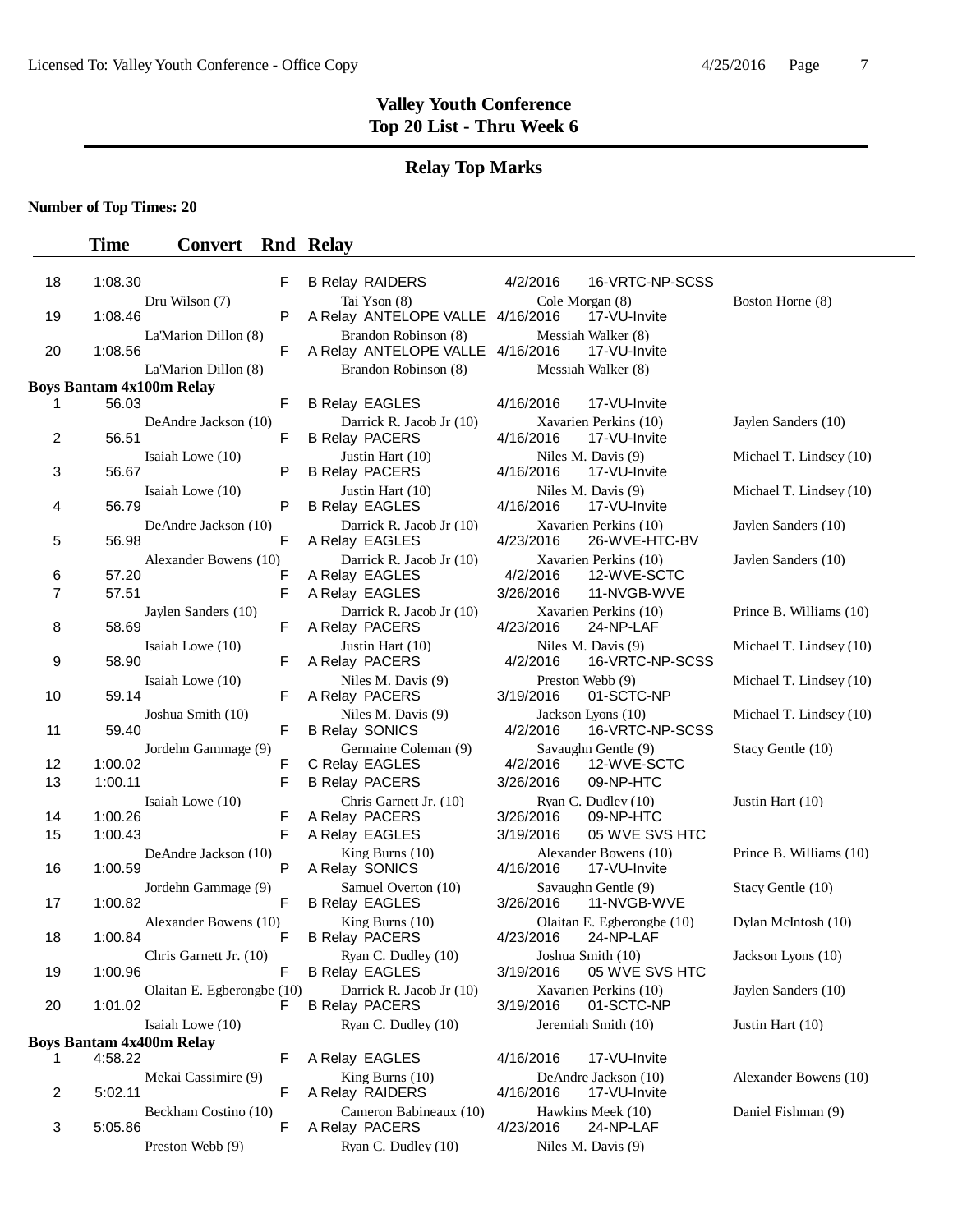## Valley Youth Conference
## Top 20 List - Thru Week 6

### Relay Top Marks

**Number of Top Times: 20**

| | Time | Convert | Rnd | Relay | | | |
|---|---|---|---|---|---|---|---|
| 18 | 1:08.30 | | F | B Relay RAIDERS | 4/2/2016 | 16-VRTC-NP-SCSS | |
| | Dru Wilson (7) | | | Tai Yson (8) | Cole Morgan (8) | | Boston Horne (8) |
| 19 | 1:08.46 | | P | A Relay ANTELOPE VALLE | 4/16/2016 | 17-VU-Invite | |
| | La'Marion Dillon (8) | | | Brandon Robinson (8) | Messiah Walker (8) | | |
| 20 | 1:08.56 | | F | A Relay ANTELOPE VALLE | 4/16/2016 | 17-VU-Invite | |
| | La'Marion Dillon (8) | | | Brandon Robinson (8) | Messiah Walker (8) | | |

**Boys Bantam 4x100m Relay**

| | Time | Convert | Rnd | Relay | | | |
|---|---|---|---|---|---|---|---|
| 1 | 56.03 | | F | B Relay EAGLES | 4/16/2016 | 17-VU-Invite | |
| | DeAndre Jackson (10) | | | Darrick R. Jacob Jr (10) | Xavarien Perkins (10) | | Jaylen Sanders (10) |
| 2 | 56.51 | | F | B Relay PACERS | 4/16/2016 | 17-VU-Invite | |
| | Isaiah Lowe (10) | | | Justin Hart (10) | Niles M. Davis (9) | | Michael T. Lindsey (10) |
| 3 | 56.67 | | P | B Relay PACERS | 4/16/2016 | 17-VU-Invite | |
| | Isaiah Lowe (10) | | | Justin Hart (10) | Niles M. Davis (9) | | Michael T. Lindsey (10) |
| 4 | 56.79 | | P | B Relay EAGLES | 4/16/2016 | 17-VU-Invite | |
| | DeAndre Jackson (10) | | | Darrick R. Jacob Jr (10) | Xavarien Perkins (10) | | Jaylen Sanders (10) |
| 5 | 56.98 | | F | A Relay EAGLES | 4/23/2016 | 26-WVE-HTC-BV | |
| | Alexander Bowens (10) | | | Darrick R. Jacob Jr (10) | Xavarien Perkins (10) | | Jaylen Sanders (10) |
| 6 | 57.20 | | F | A Relay EAGLES | 4/2/2016 | 12-WVE-SCTC | |
| 7 | 57.51 | | F | A Relay EAGLES | 3/26/2016 | 11-NVGB-WVE | |
| | Jaylen Sanders (10) | | | Darrick R. Jacob Jr (10) | Xavarien Perkins (10) | | Prince B. Williams (10) |
| 8 | 58.69 | | F | A Relay PACERS | 4/23/2016 | 24-NP-LAF | |
| | Isaiah Lowe (10) | | | Justin Hart (10) | Niles M. Davis (9) | | Michael T. Lindsey (10) |
| 9 | 58.90 | | F | A Relay PACERS | 4/2/2016 | 16-VRTC-NP-SCSS | |
| | Isaiah Lowe (10) | | | Niles M. Davis (9) | Preston Webb (9) | | Michael T. Lindsey (10) |
| 10 | 59.14 | | F | A Relay PACERS | 3/19/2016 | 01-SCTC-NP | |
| | Joshua Smith (10) | | | Niles M. Davis (9) | Jackson Lyons (10) | | Michael T. Lindsey (10) |
| 11 | 59.40 | | F | B Relay SONICS | 4/2/2016 | 16-VRTC-NP-SCSS | |
| | Jordehn Gammage (9) | | | Germaine Coleman (9) | Savaughn Gentle (9) | | Stacy Gentle (10) |
| 12 | 1:00.02 | | F | C Relay EAGLES | 4/2/2016 | 12-WVE-SCTC | |
| 13 | 1:00.11 | | F | B Relay PACERS | 3/26/2016 | 09-NP-HTC | |
| | Isaiah Lowe (10) | | | Chris Garnett Jr. (10) | Ryan C. Dudley (10) | | Justin Hart (10) |
| 14 | 1:00.26 | | F | A Relay PACERS | 3/26/2016 | 09-NP-HTC | |
| 15 | 1:00.43 | | F | A Relay EAGLES | 3/19/2016 | 05 WVE SVS HTC | |
| | DeAndre Jackson (10) | | | King Burns (10) | Alexander Bowens (10) | | Prince B. Williams (10) |
| 16 | 1:00.59 | | P | A Relay SONICS | 4/16/2016 | 17-VU-Invite | |
| | Jordehn Gammage (9) | | | Samuel Overton (10) | Savaughn Gentle (9) | | Stacy Gentle (10) |
| 17 | 1:00.82 | | F | B Relay EAGLES | 3/26/2016 | 11-NVGB-WVE | |
| | Alexander Bowens (10) | | | King Burns (10) | Olaitan E. Egberongbe (10) | | Dylan McIntosh (10) |
| 18 | 1:00.84 | | F | B Relay PACERS | 4/23/2016 | 24-NP-LAF | |
| | Chris Garnett Jr. (10) | | | Ryan C. Dudley (10) | Joshua Smith (10) | | Jackson Lyons (10) |
| 19 | 1:00.96 | | F | B Relay EAGLES | 3/19/2016 | 05 WVE SVS HTC | |
| | Olaitan E. Egberongbe (10) | | | Darrick R. Jacob Jr (10) | Xavarien Perkins (10) | | Jaylen Sanders (10) |
| 20 | 1:01.02 | | F | B Relay PACERS | 3/19/2016 | 01-SCTC-NP | |
| | Isaiah Lowe (10) | | | Ryan C. Dudley (10) | Jeremiah Smith (10) | | Justin Hart (10) |

**Boys Bantam 4x400m Relay**

| | Time | Convert | Rnd | Relay | | | |
|---|---|---|---|---|---|---|---|
| 1 | 4:58.22 | | F | A Relay EAGLES | 4/16/2016 | 17-VU-Invite | |
| | Mekai Cassimire (9) | | | King Burns (10) | DeAndre Jackson (10) | | Alexander Bowens (10) |
| 2 | 5:02.11 | | F | A Relay RAIDERS | 4/16/2016 | 17-VU-Invite | |
| | Beckham Costino (10) | | | Cameron Babineaux (10) | Hawkins Meek (10) | | Daniel Fishman (9) |
| 3 | 5:05.86 | | F | A Relay PACERS | 4/23/2016 | 24-NP-LAF | |
| | Preston Webb (9) | | | Ryan C. Dudley (10) | Niles M. Davis (9) | | |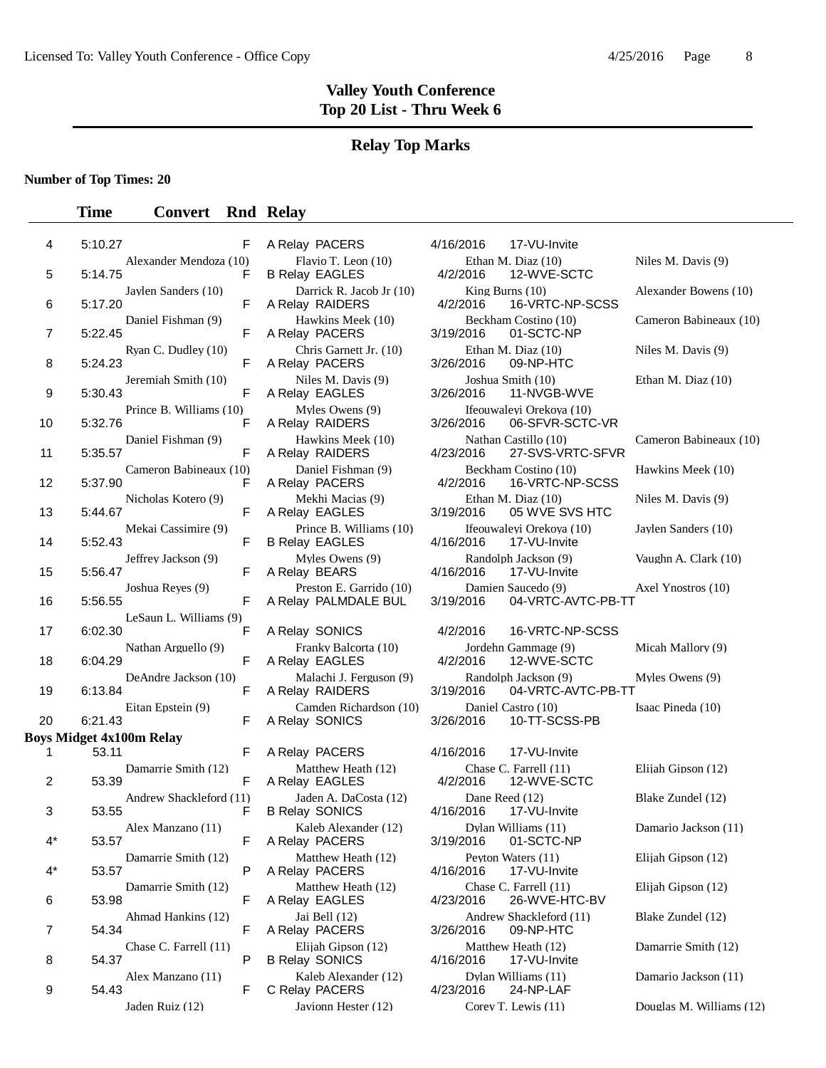# Valley Youth Conference
## Top 20 List - Thru Week 6

## Relay Top Marks

**Number of Top Times: 20**

| | Time | Convert | Rnd | Relay | | | |
|---|---|---|---|---|---|---|---|
| 4 | 5:10.27 | | F | A Relay PACERS | 4/16/2016 | 17-VU-Invite | |
| | Alexander Mendoza (10) | | | Flavio T. Leon (10) | Ethan M. Diaz (10) | | Niles M. Davis (9) |
| 5 | 5:14.75 | | F | B Relay EAGLES | 4/2/2016 | 12-WVE-SCTC | |
| | Jaylen Sanders (10) | | | Darrick R. Jacob Jr (10) | King Burns (10) | | Alexander Bowens (10) |
| 6 | 5:17.20 | | F | A Relay RAIDERS | 4/2/2016 | 16-VRTC-NP-SCSS | |
| | Daniel Fishman (9) | | | Hawkins Meek (10) | Beckham Costino (10) | | Cameron Babineaux (10) |
| 7 | 5:22.45 | | F | A Relay PACERS | 3/19/2016 | 01-SCTC-NP | |
| | Ryan C. Dudley (10) | | | Chris Garnett Jr. (10) | Ethan M. Diaz (10) | | Niles M. Davis (9) |
| 8 | 5:24.23 | | F | A Relay PACERS | 3/26/2016 | 09-NP-HTC | |
| | Jeremiah Smith (10) | | | Niles M. Davis (9) | Joshua Smith (10) | | Ethan M. Diaz (10) |
| 9 | 5:30.43 | | F | A Relay EAGLES | 3/26/2016 | 11-NVGB-WVE | |
| | Prince B. Williams (10) | | | Myles Owens (9) | Ifeouwaleyi Orekoya (10) | | |
| 10 | 5:32.76 | | F | A Relay RAIDERS | 3/26/2016 | 06-SFVR-SCTC-VR | |
| | Daniel Fishman (9) | | | Hawkins Meek (10) | Nathan Castillo (10) | | Cameron Babineaux (10) |
| 11 | 5:35.57 | | F | A Relay RAIDERS | 4/23/2016 | 27-SVS-VRTC-SFVR | |
| | Cameron Babineaux (10) | | | Daniel Fishman (9) | Beckham Costino (10) | | Hawkins Meek (10) |
| 12 | 5:37.90 | | F | A Relay PACERS | 4/2/2016 | 16-VRTC-NP-SCSS | |
| | Nicholas Kotero (9) | | | Mekhi Macias (9) | Ethan M. Diaz (10) | | Niles M. Davis (9) |
| 13 | 5:44.67 | | F | A Relay EAGLES | 3/19/2016 | 05 WVE SVS HTC | |
| | Mekai Cassimire (9) | | | Prince B. Williams (10) | Ifeouwaleyi Orekoya (10) | | Jaylen Sanders (10) |
| 14 | 5:52.43 | | F | B Relay EAGLES | 4/16/2016 | 17-VU-Invite | |
| | Jeffrey Jackson (9) | | | Myles Owens (9) | Randolph Jackson (9) | | Vaughn A. Clark (10) |
| 15 | 5:56.47 | | F | A Relay BEARS | 4/16/2016 | 17-VU-Invite | |
| | Joshua Reyes (9) | | | Preston E. Garrido (10) | Damien Saucedo (9) | | Axel Ynostros (10) |
| 16 | 5:56.55 | | F | A Relay PALMDALE BUL | 3/19/2016 | 04-VRTC-AVTC-PB-TT | |
| | LeSaun L. Williams (9) | | | | | | |
| 17 | 6:02.30 | | F | A Relay SONICS | 4/2/2016 | 16-VRTC-NP-SCSS | |
| | Nathan Arguello (9) | | | Franky Balcorta (10) | Jordehn Gammage (9) | | Micah Mallory (9) |
| 18 | 6:04.29 | | F | A Relay EAGLES | 4/2/2016 | 12-WVE-SCTC | |
| | DeAndre Jackson (10) | | | Malachi J. Ferguson (9) | Randolph Jackson (9) | | Myles Owens (9) |
| 19 | 6:13.84 | | F | A Relay RAIDERS | 3/19/2016 | 04-VRTC-AVTC-PB-TT | |
| | Eitan Epstein (9) | | | Camden Richardson (10) | Daniel Castro (10) | | Isaac Pineda (10) |
| 20 | 6:21.43 | | F | A Relay SONICS | 3/26/2016 | 10-TT-SCSS-PB | |

**Boys Midget 4x100m Relay**

| | Time | Convert | Rnd | Relay | | | |
|---|---|---|---|---|---|---|---|
| 1 | 53.11 | | F | A Relay PACERS | 4/16/2016 | 17-VU-Invite | |
| | Damarrie Smith (12) | | | Matthew Heath (12) | Chase C. Farrell (11) | | Elijah Gipson (12) |
| 2 | 53.39 | | F | A Relay EAGLES | 4/2/2016 | 12-WVE-SCTC | |
| | Andrew Shackleford (11) | | | Jaden A. DaCosta (12) | Dane Reed (12) | | Blake Zundel (12) |
| 3 | 53.55 | | F | B Relay SONICS | 4/16/2016 | 17-VU-Invite | |
| | Alex Manzano (11) | | | Kaleb Alexander (12) | Dylan Williams (11) | | Damario Jackson (11) |
| 4* | 53.57 | | F | A Relay PACERS | 3/19/2016 | 01-SCTC-NP | |
| | Damarrie Smith (12) | | | Matthew Heath (12) | Peyton Waters (11) | | Elijah Gipson (12) |
| 4* | 53.57 | | P | A Relay PACERS | 4/16/2016 | 17-VU-Invite | |
| | Damarrie Smith (12) | | | Matthew Heath (12) | Chase C. Farrell (11) | | Elijah Gipson (12) |
| 6 | 53.98 | | F | A Relay EAGLES | 4/23/2016 | 26-WVE-HTC-BV | |
| | Ahmad Hankins (12) | | | Jai Bell (12) | Andrew Shackleford (11) | | Blake Zundel (12) |
| 7 | 54.34 | | F | A Relay PACERS | 3/26/2016 | 09-NP-HTC | |
| | Chase C. Farrell (11) | | | Elijah Gipson (12) | Matthew Heath (12) | | Damarrie Smith (12) |
| 8 | 54.37 | | P | B Relay SONICS | 4/16/2016 | 17-VU-Invite | |
| | Alex Manzano (11) | | | Kaleb Alexander (12) | Dylan Williams (11) | | Damario Jackson (11) |
| 9 | 54.43 | | F | C Relay PACERS | 4/23/2016 | 24-NP-LAF | |
| | Jaden Ruiz (12) | | | Javionn Hester (12) | Corey T. Lewis (11) | | Douglas M. Williams (12) |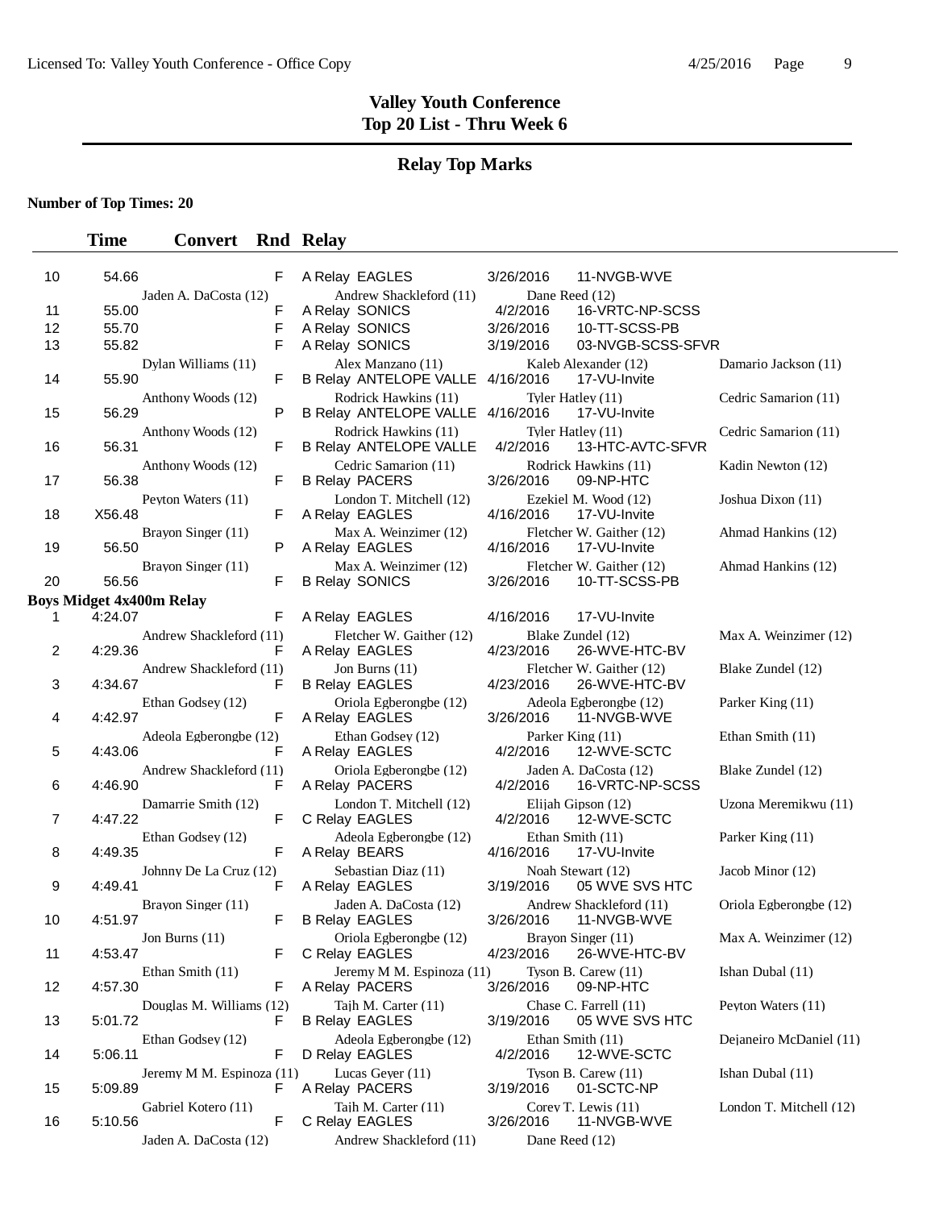# Valley Youth Conference
## Top 20 List - Thru Week 6

### Relay Top Marks

**Number of Top Times: 20**

| | Time | Convert | Rnd | Relay | Date | Meet | |
|---|---|---|---|---|---|---|---|
| 10 | 54.66 | | F | A Relay EAGLES | 3/26/2016 | 11-NVGB-WVE | |
| | Jaden A. DaCosta (12) | | | Andrew Shackleford (11) | Dane Reed (12) | | |
| 11 | 55.00 | | F | A Relay SONICS | 4/2/2016 | 16-VRTC-NP-SCSS | |
| 12 | 55.70 | | F | A Relay SONICS | 3/26/2016 | 10-TT-SCSS-PB | |
| 13 | 55.82 | | F | A Relay SONICS | 3/19/2016 | 03-NVGB-SCSS-SFVR | |
| | Dylan Williams (11) | | | Alex Manzano (11) | Kaleb Alexander (12) | | Damario Jackson (11) |
| 14 | 55.90 | | F | B Relay ANTELOPE VALLE | 4/16/2016 | 17-VU-Invite | |
| | Anthony Woods (12) | | | Rodrick Hawkins (11) | Tyler Hatley (11) | | Cedric Samarion (11) |
| 15 | 56.29 | | P | B Relay ANTELOPE VALLE | 4/16/2016 | 17-VU-Invite | |
| | Anthony Woods (12) | | | Rodrick Hawkins (11) | Tyler Hatley (11) | | Cedric Samarion (11) |
| 16 | 56.31 | | F | B Relay ANTELOPE VALLE | 4/2/2016 | 13-HTC-AVTC-SFVR | |
| | Anthony Woods (12) | | | Cedric Samarion (11) | Rodrick Hawkins (11) | | Kadin Newton (12) |
| 17 | 56.38 | | F | B Relay PACERS | 3/26/2016 | 09-NP-HTC | |
| | Peyton Waters (11) | | | London T. Mitchell (12) | Ezekiel M. Wood (12) | | Joshua Dixon (11) |
| 18 | X56.48 | | F | A Relay EAGLES | 4/16/2016 | 17-VU-Invite | |
| | Brayon Singer (11) | | | Max A. Weinzimer (12) | Fletcher W. Gaither (12) | | Ahmad Hankins (12) |
| 19 | 56.50 | | P | A Relay EAGLES | 4/16/2016 | 17-VU-Invite | |
| | Brayon Singer (11) | | | Max A. Weinzimer (12) | Fletcher W. Gaither (12) | | Ahmad Hankins (12) |
| 20 | 56.56 | | F | B Relay SONICS | 3/26/2016 | 10-TT-SCSS-PB | |

**Boys Midget 4x400m Relay**

| | Time | Convert | Rnd | Relay | Date | Meet | |
|---|---|---|---|---|---|---|---|
| 1 | 4:24.07 | | F | A Relay EAGLES | 4/16/2016 | 17-VU-Invite | |
| | Andrew Shackleford (11) | | | Fletcher W. Gaither (12) | Blake Zundel (12) | | Max A. Weinzimer (12) |
| 2 | 4:29.36 | | F | A Relay EAGLES | 4/23/2016 | 26-WVE-HTC-BV | |
| | Andrew Shackleford (11) | | | Jon Burns (11) | Fletcher W. Gaither (12) | | Blake Zundel (12) |
| 3 | 4:34.67 | | F | B Relay EAGLES | 4/23/2016 | 26-WVE-HTC-BV | |
| | Ethan Godsey (12) | | | Oriola Egberongbe (12) | Adeola Egberongbe (12) | | Parker King (11) |
| 4 | 4:42.97 | | F | A Relay EAGLES | 3/26/2016 | 11-NVGB-WVE | |
| | Adeola Egberongbe (12) | | | Ethan Godsey (12) | Parker King (11) | | Ethan Smith (11) |
| 5 | 4:43.06 | | F | A Relay EAGLES | 4/2/2016 | 12-WVE-SCTC | |
| | Andrew Shackleford (11) | | | Oriola Egberongbe (12) | Jaden A. DaCosta (12) | | Blake Zundel (12) |
| 6 | 4:46.90 | | F | A Relay PACERS | 4/2/2016 | 16-VRTC-NP-SCSS | |
| | Damarrie Smith (12) | | | London T. Mitchell (12) | Elijah Gipson (12) | | Uzona Meremikwu (11) |
| 7 | 4:47.22 | | F | C Relay EAGLES | 4/2/2016 | 12-WVE-SCTC | |
| | Ethan Godsey (12) | | | Adeola Egberongbe (12) | Ethan Smith (11) | | Parker King (11) |
| 8 | 4:49.35 | | F | A Relay BEARS | 4/16/2016 | 17-VU-Invite | |
| | Johnny De La Cruz (12) | | | Sebastian Diaz (11) | Noah Stewart (12) | | Jacob Minor (12) |
| 9 | 4:49.41 | | F | A Relay EAGLES | 3/19/2016 | 05 WVE SVS HTC | |
| | Brayon Singer (11) | | | Jaden A. DaCosta (12) | Andrew Shackleford (11) | | Oriola Egberongbe (12) |
| 10 | 4:51.97 | | F | B Relay EAGLES | 3/26/2016 | 11-NVGB-WVE | |
| | Jon Burns (11) | | | Oriola Egberongbe (12) | Brayon Singer (11) | | Max A. Weinzimer (12) |
| 11 | 4:53.47 | | F | C Relay EAGLES | 4/23/2016 | 26-WVE-HTC-BV | |
| | Ethan Smith (11) | | | Jeremy M M. Espinoza (11) | Tyson B. Carew (11) | | Ishan Dubal (11) |
| 12 | 4:57.30 | | F | A Relay PACERS | 3/26/2016 | 09-NP-HTC | |
| | Douglas M. Williams (12) | | | Tajh M. Carter (11) | Chase C. Farrell (11) | | Peyton Waters (11) |
| 13 | 5:01.72 | | F | B Relay EAGLES | 3/19/2016 | 05 WVE SVS HTC | |
| | Ethan Godsey (12) | | | Adeola Egberongbe (12) | Ethan Smith (11) | | Dejaneiro McDaniel (11) |
| 14 | 5:06.11 | | F | D Relay EAGLES | 4/2/2016 | 12-WVE-SCTC | |
| | Jeremy M M. Espinoza (11) | | | Lucas Geyer (11) | Tyson B. Carew (11) | | Ishan Dubal (11) |
| 15 | 5:09.89 | | F | A Relay PACERS | 3/19/2016 | 01-SCTC-NP | |
| | Gabriel Kotero (11) | | | Tajh M. Carter (11) | Corey T. Lewis (11) | | London T. Mitchell (12) |
| 16 | 5:10.56 | | F | C Relay EAGLES | 3/26/2016 | 11-NVGB-WVE | |
| | Jaden A. DaCosta (12) | | | Andrew Shackleford (11) | Dane Reed (12) | | |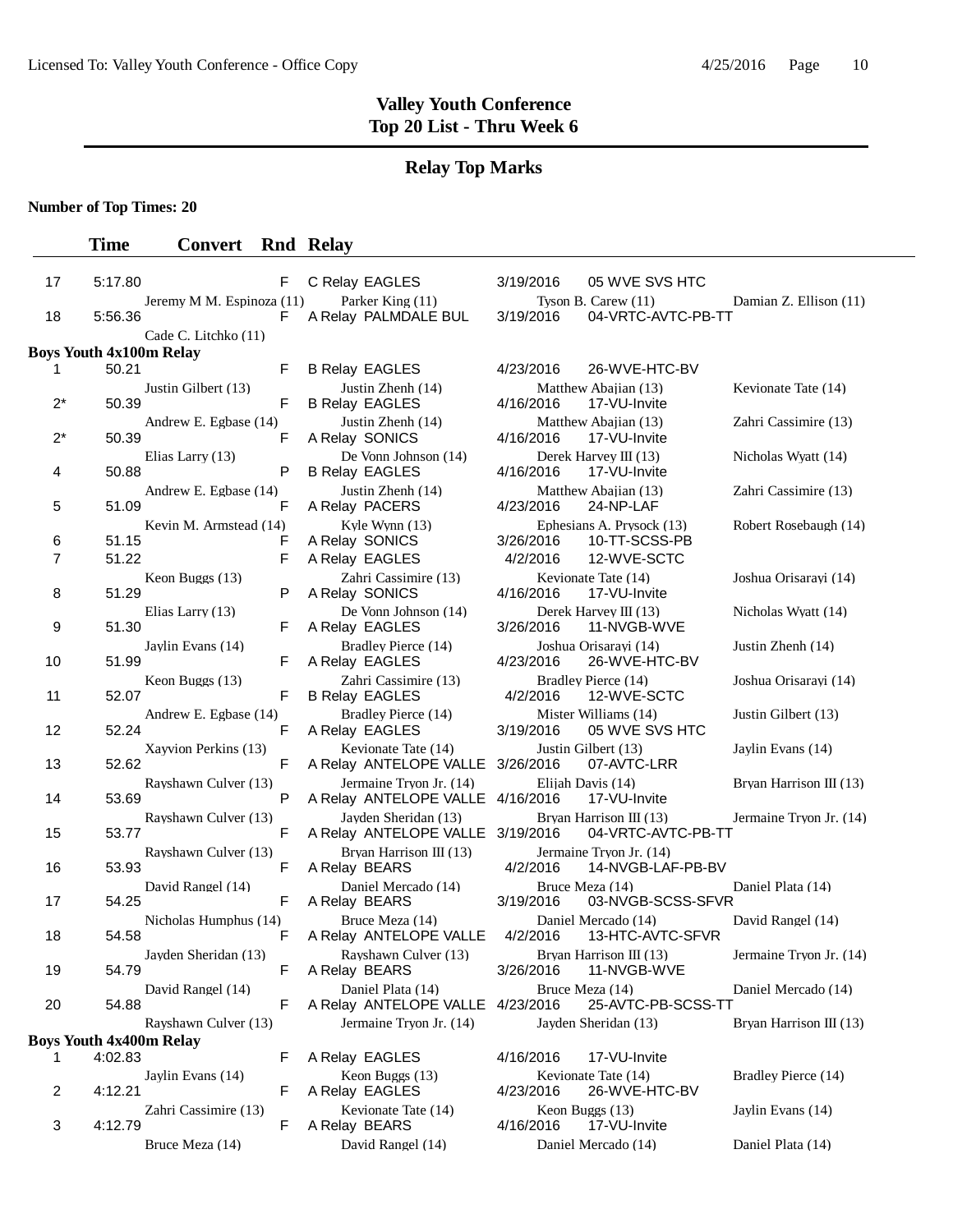# Valley Youth Conference
## Top 20 List - Thru Week 6

### Relay Top Marks

**Number of Top Times: 20**

| | Time | Convert | Rnd | Relay | Date | Meet |
|---|---|---|---|---|---|---|
| 17 | 5:17.80 | | F | C Relay EAGLES | 3/19/2016 | 05 WVE SVS HTC |
| | Jeremy M M. Espinoza (11) | | | Parker King (11) | Tyson B. Carew (11) | Damian Z. Ellison (11) |
| 18 | 5:56.36 | | F | A Relay PALMDALE BUL | 3/19/2016 | 04-VRTC-AVTC-PB-TT |
| | Cade C. Litchko (11) | | | | | |

**Boys Youth 4x100m Relay**

| | Time | Convert | Rnd | Relay | Date | Meet |
|---|---|---|---|---|---|---|
| 1 | 50.21 | | F | B Relay EAGLES | 4/23/2016 | 26-WVE-HTC-BV |
| | Justin Gilbert (13) | | | Justin Zhenh (14) | Matthew Abajian (13) | Kevionate Tate (14) |
| 2* | 50.39 | | F | B Relay EAGLES | 4/16/2016 | 17-VU-Invite |
| | Andrew E. Egbase (14) | | | Justin Zhenh (14) | Matthew Abajian (13) | Zahri Cassimire (13) |
| 2* | 50.39 | | F | A Relay SONICS | 4/16/2016 | 17-VU-Invite |
| | Elias Larry (13) | | | De Vonn Johnson (14) | Derek Harvey III (13) | Nicholas Wyatt (14) |
| 4 | 50.88 | | P | B Relay EAGLES | 4/16/2016 | 17-VU-Invite |
| | Andrew E. Egbase (14) | | | Justin Zhenh (14) | Matthew Abajian (13) | Zahri Cassimire (13) |
| 5 | 51.09 | | F | A Relay PACERS | 4/23/2016 | 24-NP-LAF |
| | Kevin M. Armstead (14) | | | Kyle Wynn (13) | Ephesians A. Prysock (13) | Robert Rosebaugh (14) |
| 6 | 51.15 | | F | A Relay SONICS | 3/26/2016 | 10-TT-SCSS-PB |
| 7 | 51.22 | | F | A Relay EAGLES | 4/2/2016 | 12-WVE-SCTC |
| | Keon Buggs (13) | | | Zahri Cassimire (13) | Kevionate Tate (14) | Joshua Orisarayi (14) |
| 8 | 51.29 | | P | A Relay SONICS | 4/16/2016 | 17-VU-Invite |
| | Elias Larry (13) | | | De Vonn Johnson (14) | Derek Harvey III (13) | Nicholas Wyatt (14) |
| 9 | 51.30 | | F | A Relay EAGLES | 3/26/2016 | 11-NVGB-WVE |
| | Jaylin Evans (14) | | | Bradley Pierce (14) | Joshua Orisarayi (14) | Justin Zhenh (14) |
| 10 | 51.99 | | F | A Relay EAGLES | 4/23/2016 | 26-WVE-HTC-BV |
| | Keon Buggs (13) | | | Zahri Cassimire (13) | Bradley Pierce (14) | Joshua Orisarayi (14) |
| 11 | 52.07 | | F | B Relay EAGLES | 4/2/2016 | 12-WVE-SCTC |
| | Andrew E. Egbase (14) | | | Bradley Pierce (14) | Mister Williams (14) | Justin Gilbert (13) |
| 12 | 52.24 | | F | A Relay EAGLES | 3/19/2016 | 05 WVE SVS HTC |
| | Xayvion Perkins (13) | | | Kevionate Tate (14) | Justin Gilbert (13) | Jaylin Evans (14) |
| 13 | 52.62 | | F | A Relay ANTELOPE VALLE | 3/26/2016 | 07-AVTC-LRR |
| | Rayshawn Culver (13) | | | Jermaine Tryon Jr. (14) | Elijah Davis (14) | Bryan Harrison III (13) |
| 14 | 53.69 | | P | A Relay ANTELOPE VALLE | 4/16/2016 | 17-VU-Invite |
| | Rayshawn Culver (13) | | | Jayden Sheridan (13) | Bryan Harrison III (13) | Jermaine Tryon Jr. (14) |
| 15 | 53.77 | | F | A Relay ANTELOPE VALLE | 3/19/2016 | 04-VRTC-AVTC-PB-TT |
| | Rayshawn Culver (13) | | | Bryan Harrison III (13) | Jermaine Tryon Jr. (14) | |
| 16 | 53.93 | | F | A Relay BEARS | 4/2/2016 | 14-NVGB-LAF-PB-BV |
| | David Rangel (14) | | | Daniel Mercado (14) | Bruce Meza (14) | Daniel Plata (14) |
| 17 | 54.25 | | F | A Relay BEARS | 3/19/2016 | 03-NVGB-SCSS-SFVR |
| | Nicholas Humphus (14) | | | Bruce Meza (14) | Daniel Mercado (14) | David Rangel (14) |
| 18 | 54.58 | | F | A Relay ANTELOPE VALLE | 4/2/2016 | 13-HTC-AVTC-SFVR |
| | Jayden Sheridan (13) | | | Rayshawn Culver (13) | Bryan Harrison III (13) | Jermaine Tryon Jr. (14) |
| 19 | 54.79 | | F | A Relay BEARS | 3/26/2016 | 11-NVGB-WVE |
| | David Rangel (14) | | | Daniel Plata (14) | Bruce Meza (14) | Daniel Mercado (14) |
| 20 | 54.88 | | F | A Relay ANTELOPE VALLE | 4/23/2016 | 25-AVTC-PB-SCSS-TT |
| | Rayshawn Culver (13) | | | Jermaine Tryon Jr. (14) | Jayden Sheridan (13) | Bryan Harrison III (13) |

**Boys Youth 4x400m Relay**

| | Time | Convert | Rnd | Relay | Date | Meet |
|---|---|---|---|---|---|---|
| 1 | 4:02.83 | | F | A Relay EAGLES | 4/16/2016 | 17-VU-Invite |
| | Jaylin Evans (14) | | | Keon Buggs (13) | Kevionate Tate (14) | Bradley Pierce (14) |
| 2 | 4:12.21 | | F | A Relay EAGLES | 4/23/2016 | 26-WVE-HTC-BV |
| | Zahri Cassimire (13) | | | Kevionate Tate (14) | Keon Buggs (13) | Jaylin Evans (14) |
| 3 | 4:12.79 | | F | A Relay BEARS | 4/16/2016 | 17-VU-Invite |
| | Bruce Meza (14) | | | David Rangel (14) | Daniel Mercado (14) | Daniel Plata (14) |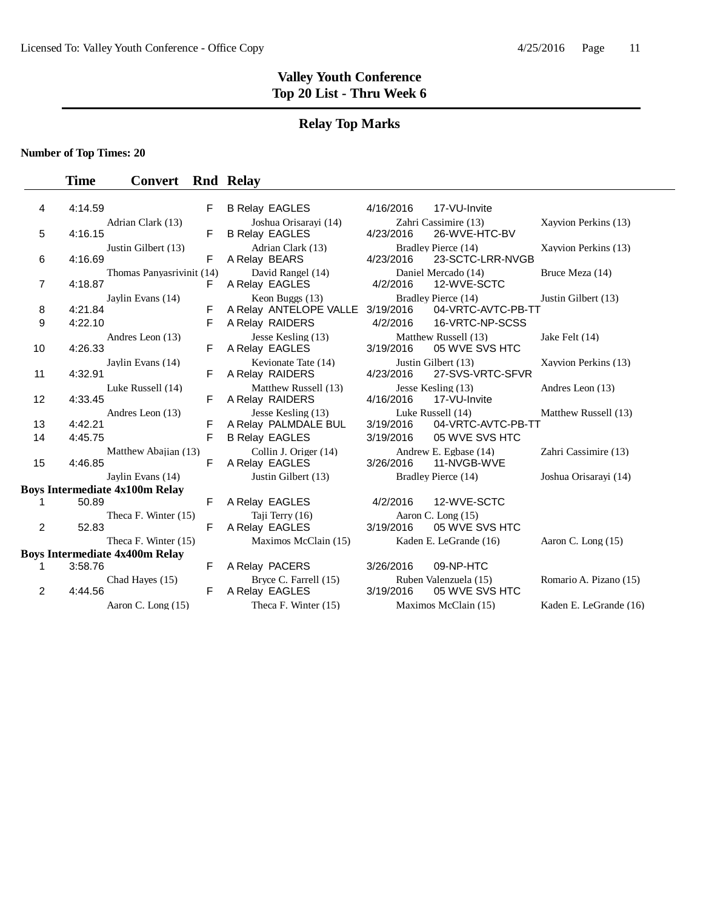# Valley Youth Conference
## Top 20 List - Thru Week 6

## Relay Top Marks

**Number of Top Times: 20**

| | Time | Convert | Rnd | Relay | | | |
|---|---|---|---|---|---|---|---|
| 4 | 4:14.59 | | F | B Relay EAGLES | 4/16/2016 | 17-VU-Invite | |
| | | Adrian Clark (13) | | Joshua Orisarayi (14) | Zahri Cassimire (13) | | Xayvion Perkins (13) |
| 5 | 4:16.15 | | F | B Relay EAGLES | 4/23/2016 | 26-WVE-HTC-BV | |
| | | Justin Gilbert (13) | | Adrian Clark (13) | Bradley Pierce (14) | | Xayvion Perkins (13) |
| 6 | 4:16.69 | | F | A Relay BEARS | 4/23/2016 | 23-SCTC-LRR-NVGB | |
| | | Thomas Panyasrivinit (14) | | David Rangel (14) | Daniel Mercado (14) | | Bruce Meza (14) |
| 7 | 4:18.87 | | F | A Relay EAGLES | 4/2/2016 | 12-WVE-SCTC | |
| | | Jaylin Evans (14) | | Keon Buggs (13) | Bradley Pierce (14) | | Justin Gilbert (13) |
| 8 | 4:21.84 | | F | A Relay ANTELOPE VALLE | 3/19/2016 | 04-VRTC-AVTC-PB-TT | |
| 9 | 4:22.10 | | F | A Relay RAIDERS | 4/2/2016 | 16-VRTC-NP-SCSS | |
| | | Andres Leon (13) | | Jesse Kesling (13) | Matthew Russell (13) | | Jake Felt (14) |
| 10 | 4:26.33 | | F | A Relay EAGLES | 3/19/2016 | 05 WVE SVS HTC | |
| | | Jaylin Evans (14) | | Kevionate Tate (14) | Justin Gilbert (13) | | Xayvion Perkins (13) |
| 11 | 4:32.91 | | F | A Relay RAIDERS | 4/23/2016 | 27-SVS-VRTC-SFVR | |
| | | Luke Russell (14) | | Matthew Russell (13) | Jesse Kesling (13) | | Andres Leon (13) |
| 12 | 4:33.45 | | F | A Relay RAIDERS | 4/16/2016 | 17-VU-Invite | |
| | | Andres Leon (13) | | Jesse Kesling (13) | Luke Russell (14) | | Matthew Russell (13) |
| 13 | 4:42.21 | | F | A Relay PALMDALE BUL | 3/19/2016 | 04-VRTC-AVTC-PB-TT | |
| 14 | 4:45.75 | | F | B Relay EAGLES | 3/19/2016 | 05 WVE SVS HTC | |
| | | Matthew Abajian (13) | | Collin J. Origer (14) | Andrew E. Egbase (14) | | Zahri Cassimire (13) |
| 15 | 4:46.85 | | F | A Relay EAGLES | 3/26/2016 | 11-NVGB-WVE | |
| | | Jaylin Evans (14) | | Justin Gilbert (13) | Bradley Pierce (14) | | Joshua Orisarayi (14) |
| **Boys Intermediate 4x100m Relay** | | | | | | | |
| 1 | 50.89 | | F | A Relay EAGLES | 4/2/2016 | 12-WVE-SCTC | |
| | | Theca F. Winter (15) | | Taji Terry (16) | Aaron C. Long (15) | | |
| 2 | 52.83 | | F | A Relay EAGLES | 3/19/2016 | 05 WVE SVS HTC | |
| | | Theca F. Winter (15) | | Maximos McClain (15) | Kaden E. LeGrande (16) | | Aaron C. Long (15) |
| **Boys Intermediate 4x400m Relay** | | | | | | | |
| 1 | 3:58.76 | | F | A Relay PACERS | 3/26/2016 | 09-NP-HTC | |
| | | Chad Hayes (15) | | Bryce C. Farrell (15) | Ruben Valenzuela (15) | | Romario A. Pizano (15) |
| 2 | 4:44.56 | | F | A Relay EAGLES | 3/19/2016 | 05 WVE SVS HTC | |
| | | Aaron C. Long (15) | | Theca F. Winter (15) | Maximos McClain (15) | | Kaden E. LeGrande (16) |